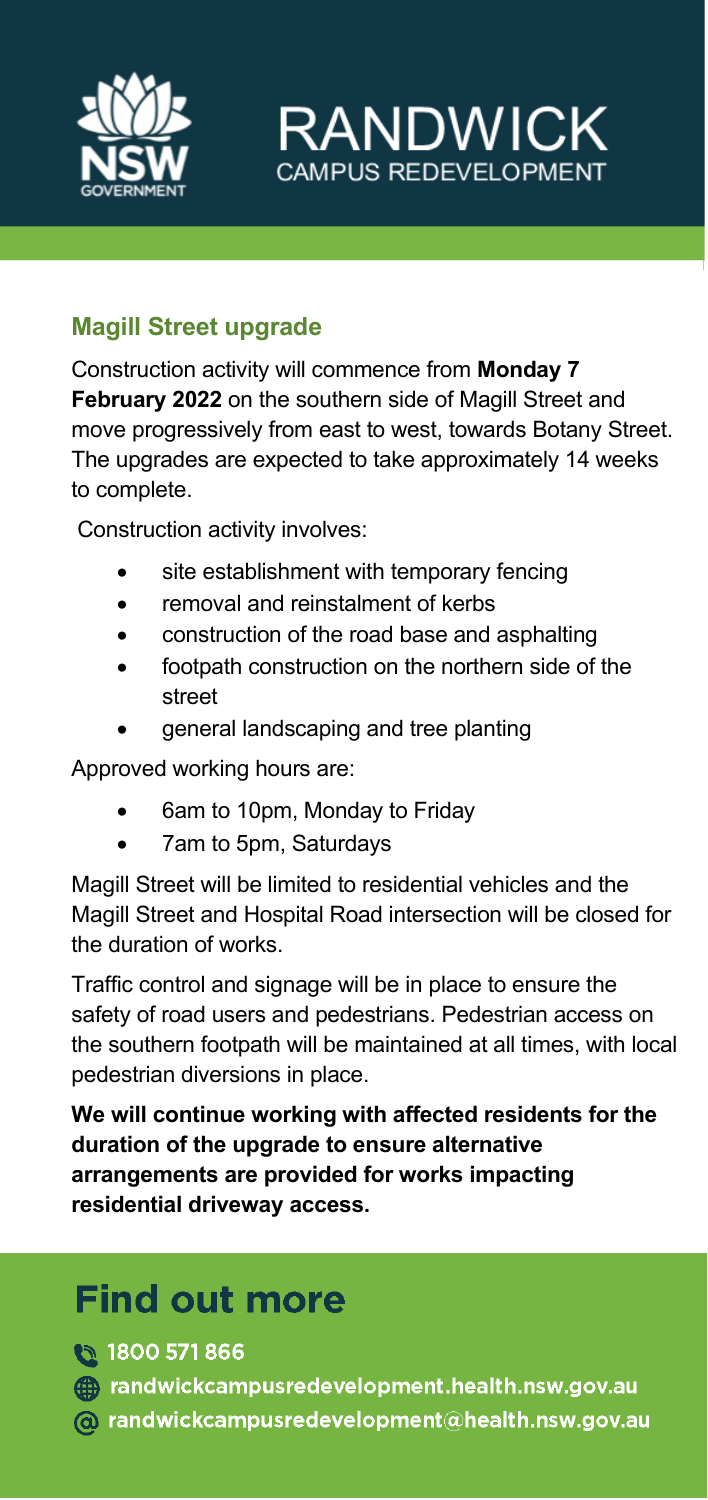# RANDWICK
CAMPUS REDEVELOPMENT

## Magill Street upgrade

Construction activity will commence from **Monday 7 February 2022** on the southern side of Magill Street and move progressively from east to west, towards Botany Street. The upgrades are expected to take approximately 14 weeks to complete.

Construction activity involves:

- site establishment with temporary fencing
- removal and reinstalment of kerbs
- construction of the road base and asphalting
- footpath construction on the northern side of the street
- general landscaping and tree planting

Approved working hours are:

- 6am to 10pm, Monday to Friday
- 7am to 5pm, Saturdays

Magill Street will be limited to residential vehicles and the Magill Street and Hospital Road intersection will be closed for the duration of works.

Traffic control and signage will be in place to ensure the safety of road users and pedestrians. Pedestrian access on the southern footpath will be maintained at all times, with local pedestrian diversions in place.

**We will continue working with affected residents for the duration of the upgrade to ensure alternative arrangements are provided for works impacting residential driveway access.**

# Find out more

1800 571 866

randwickcampusredevelopment.health.nsw.gov.au

randwickcampusredevelopment@health.nsw.gov.au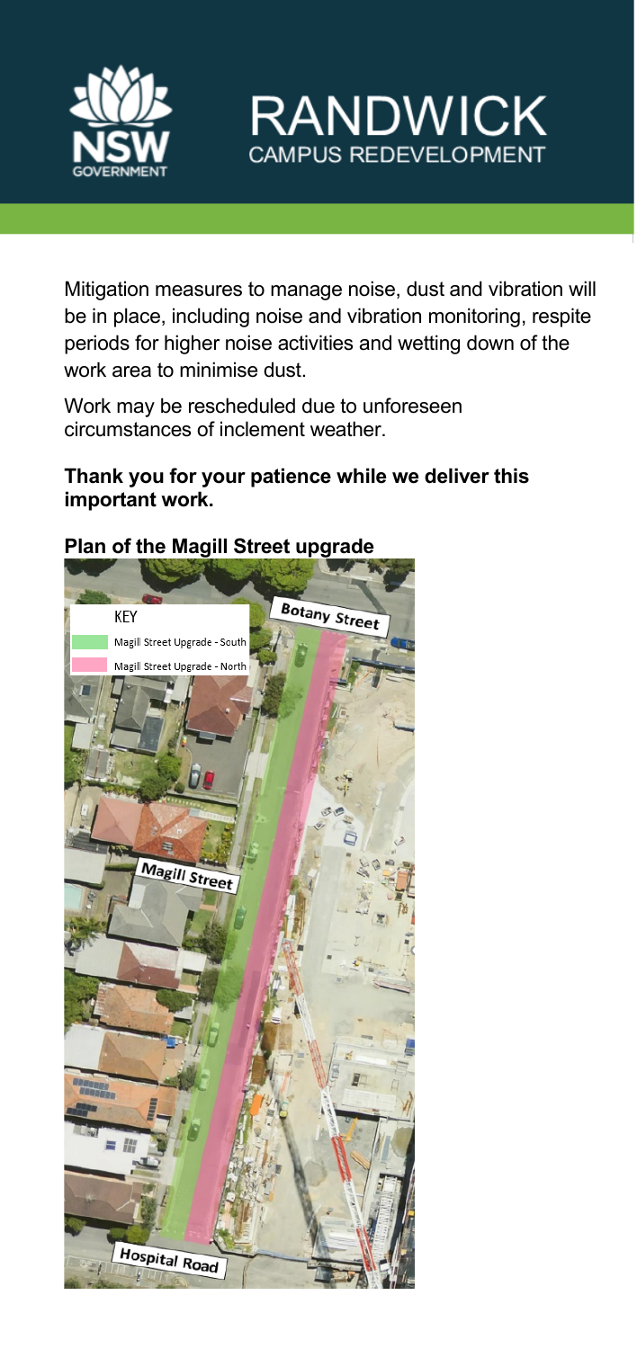Mitigation measures to manage noise, dust and vibration will be in place, including noise and vibration monitoring, respite periods for higher noise activities and wetting down of the work area to minimise dust.

Work may be rescheduled due to unforeseen circumstances of inclement weather.

**Thank you for your patience while we deliver this important work.**

**Plan of the Magill Street upgrade**

KEY

Magill Street Upgrade - South

Magill Street Upgrade - North

Botany Street

Magill Street

Hospital Road